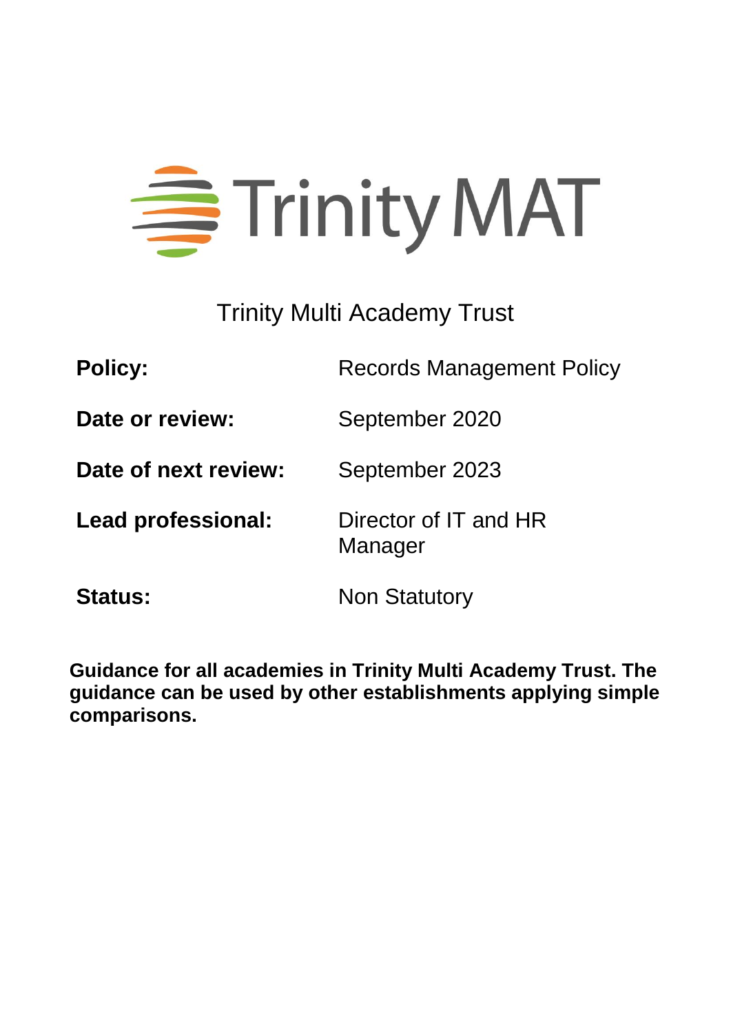Trinity MAT

# Trinity Multi Academy Trust

| | |
|---|---|
| **Policy:** | Records Management Policy |
| **Date or review:** | September 2020 |
| **Date of next review:** | September 2023 |
| **Lead professional:** | Director of IT and HR Manager |
| **Status:** | Non Statutory |

**Guidance for all academies in Trinity Multi Academy Trust. The guidance can be used by other establishments applying simple comparisons.**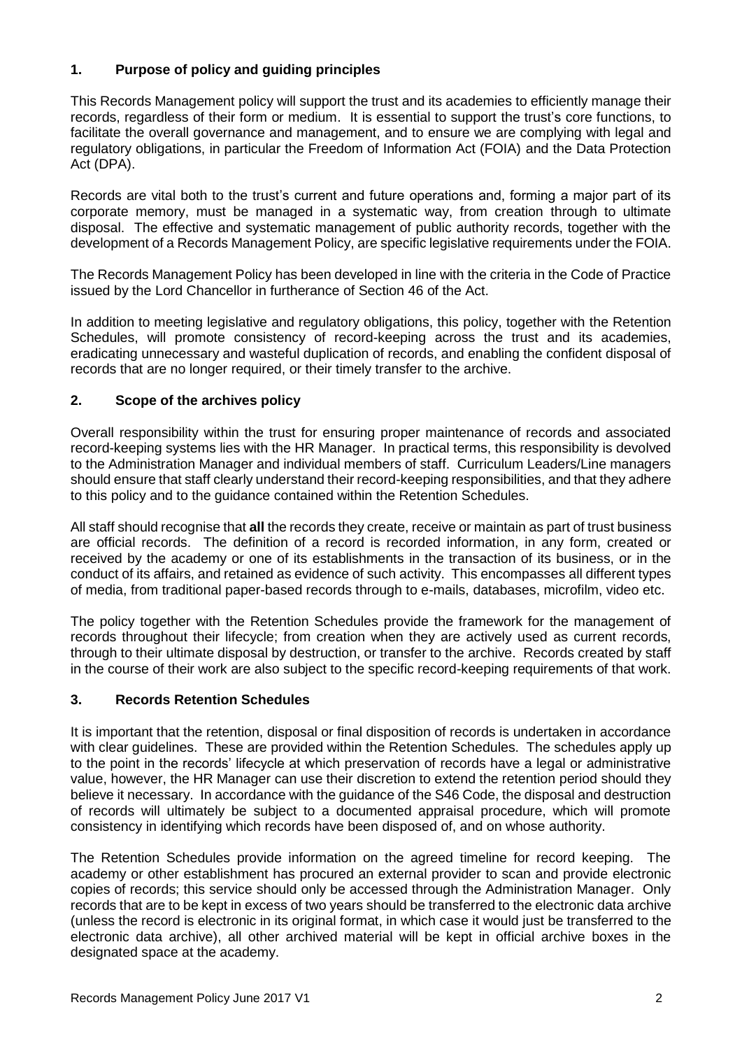## 1. Purpose of policy and guiding principles

This Records Management policy will support the trust and its academies to efficiently manage their records, regardless of their form or medium. It is essential to support the trust's core functions, to facilitate the overall governance and management, and to ensure we are complying with legal and regulatory obligations, in particular the Freedom of Information Act (FOIA) and the Data Protection Act (DPA).

Records are vital both to the trust's current and future operations and, forming a major part of its corporate memory, must be managed in a systematic way, from creation through to ultimate disposal. The effective and systematic management of public authority records, together with the development of a Records Management Policy, are specific legislative requirements under the FOIA.

The Records Management Policy has been developed in line with the criteria in the Code of Practice issued by the Lord Chancellor in furtherance of Section 46 of the Act.

In addition to meeting legislative and regulatory obligations, this policy, together with the Retention Schedules, will promote consistency of record-keeping across the trust and its academies, eradicating unnecessary and wasteful duplication of records, and enabling the confident disposal of records that are no longer required, or their timely transfer to the archive.

## 2. Scope of the archives policy

Overall responsibility within the trust for ensuring proper maintenance of records and associated record-keeping systems lies with the HR Manager. In practical terms, this responsibility is devolved to the Administration Manager and individual members of staff. Curriculum Leaders/Line managers should ensure that staff clearly understand their record-keeping responsibilities, and that they adhere to this policy and to the guidance contained within the Retention Schedules.

All staff should recognise that **all** the records they create, receive or maintain as part of trust business are official records. The definition of a record is recorded information, in any form, created or received by the academy or one of its establishments in the transaction of its business, or in the conduct of its affairs, and retained as evidence of such activity. This encompasses all different types of media, from traditional paper-based records through to e-mails, databases, microfilm, video etc.

The policy together with the Retention Schedules provide the framework for the management of records throughout their lifecycle; from creation when they are actively used as current records, through to their ultimate disposal by destruction, or transfer to the archive. Records created by staff in the course of their work are also subject to the specific record-keeping requirements of that work.

## 3. Records Retention Schedules

It is important that the retention, disposal or final disposition of records is undertaken in accordance with clear guidelines. These are provided within the Retention Schedules. The schedules apply up to the point in the records' lifecycle at which preservation of records have a legal or administrative value, however, the HR Manager can use their discretion to extend the retention period should they believe it necessary. In accordance with the guidance of the S46 Code, the disposal and destruction of records will ultimately be subject to a documented appraisal procedure, which will promote consistency in identifying which records have been disposed of, and on whose authority.

The Retention Schedules provide information on the agreed timeline for record keeping. The academy or other establishment has procured an external provider to scan and provide electronic copies of records; this service should only be accessed through the Administration Manager. Only records that are to be kept in excess of two years should be transferred to the electronic data archive (unless the record is electronic in its original format, in which case it would just be transferred to the electronic data archive), all other archived material will be kept in official archive boxes in the designated space at the academy.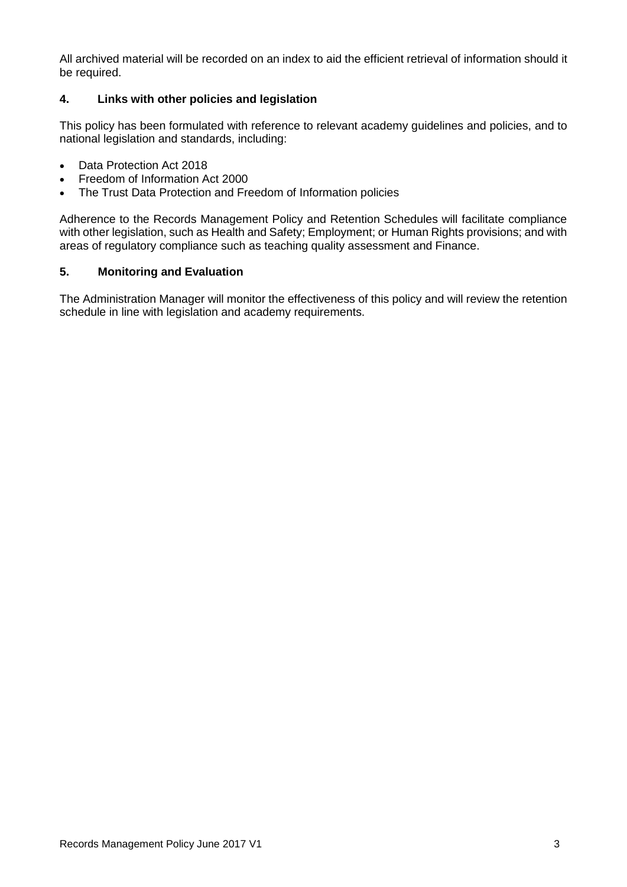All archived material will be recorded on an index to aid the efficient retrieval of information should it be required.

## 4. Links with other policies and legislation

This policy has been formulated with reference to relevant academy guidelines and policies, and to national legislation and standards, including:

- Data Protection Act 2018
- Freedom of Information Act 2000
- The Trust Data Protection and Freedom of Information policies

Adherence to the Records Management Policy and Retention Schedules will facilitate compliance with other legislation, such as Health and Safety; Employment; or Human Rights provisions; and with areas of regulatory compliance such as teaching quality assessment and Finance.

## 5. Monitoring and Evaluation

The Administration Manager will monitor the effectiveness of this policy and will review the retention schedule in line with legislation and academy requirements.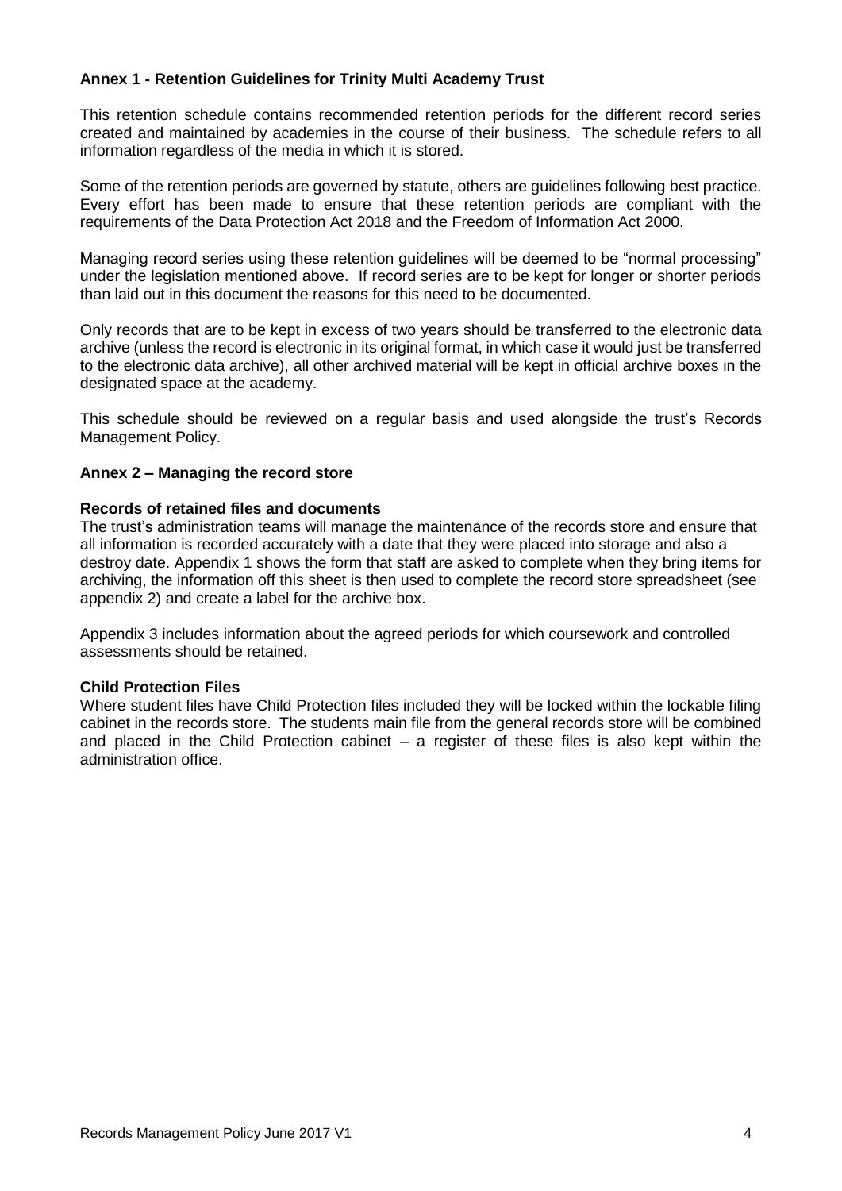## Annex 1 - Retention Guidelines for Trinity Multi Academy Trust

This retention schedule contains recommended retention periods for the different record series created and maintained by academies in the course of their business. The schedule refers to all information regardless of the media in which it is stored.

Some of the retention periods are governed by statute, others are guidelines following best practice. Every effort has been made to ensure that these retention periods are compliant with the requirements of the Data Protection Act 2018 and the Freedom of Information Act 2000.

Managing record series using these retention guidelines will be deemed to be "normal processing" under the legislation mentioned above. If record series are to be kept for longer or shorter periods than laid out in this document the reasons for this need to be documented.

Only records that are to be kept in excess of two years should be transferred to the electronic data archive (unless the record is electronic in its original format, in which case it would just be transferred to the electronic data archive), all other archived material will be kept in official archive boxes in the designated space at the academy.

This schedule should be reviewed on a regular basis and used alongside the trust's Records Management Policy.

## Annex 2 – Managing the record store

### Records of retained files and documents

The trust's administration teams will manage the maintenance of the records store and ensure that all information is recorded accurately with a date that they were placed into storage and also a destroy date. Appendix 1 shows the form that staff are asked to complete when they bring items for archiving, the information off this sheet is then used to complete the record store spreadsheet (see appendix 2) and create a label for the archive box.

Appendix 3 includes information about the agreed periods for which coursework and controlled assessments should be retained.

### Child Protection Files

Where student files have Child Protection files included they will be locked within the lockable filing cabinet in the records store. The students main file from the general records store will be combined and placed in the Child Protection cabinet – a register of these files is also kept within the administration office.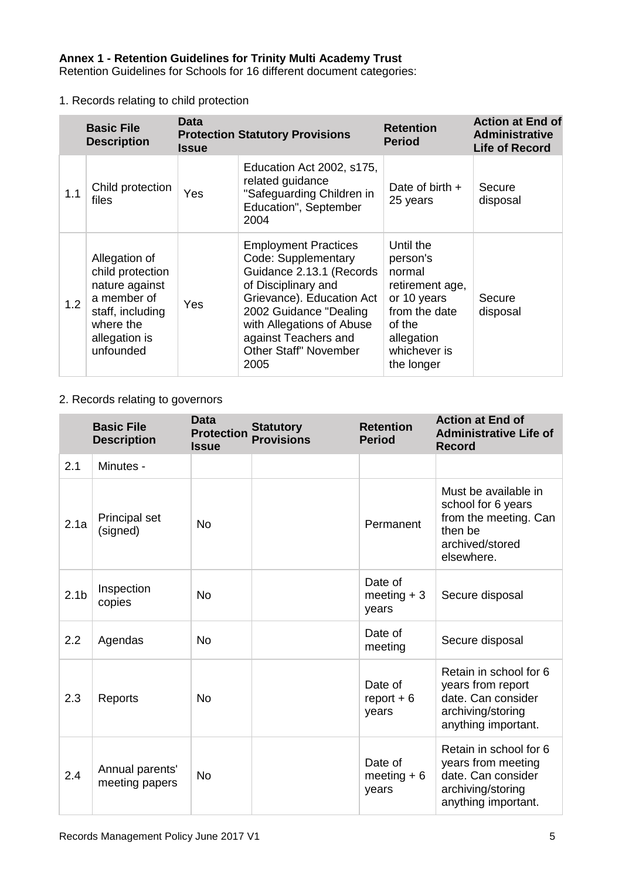**Annex 1 - Retention Guidelines for Trinity Multi Academy Trust**
Retention Guidelines for Schools for 16 different document categories:

1. Records relating to child protection

| | Basic File Description | Data Protection Issue | Statutory Provisions | Retention Period | Action at End of Administrative Life of Record |
|---|---|---|---|---|---|
| 1.1 | Child protection files | Yes | Education Act 2002, s175, related guidance "Safeguarding Children in Education", September 2004 | Date of birth + 25 years | Secure disposal |
| 1.2 | Allegation of child protection nature against a member of staff, including where the allegation is unfounded | Yes | Employment Practices Code: Supplementary Guidance 2.13.1 (Records of Disciplinary and Grievance). Education Act 2002 Guidance "Dealing with Allegations of Abuse against Teachers and Other Staff" November 2005 | Until the person's normal retirement age, or 10 years from the date of the allegation whichever is the longer | Secure disposal |

2. Records relating to governors

| | Basic File Description | Data Protection Issue | Statutory Provisions | Retention Period | Action at End of Administrative Life of Record |
|---|---|---|---|---|---|
| 2.1 | Minutes - | | | | |
| 2.1a | Principal set (signed) | No | | Permanent | Must be available in school for 6 years from the meeting. Can then be archived/stored elsewhere. |
| 2.1b | Inspection copies | No | | Date of meeting + 3 years | Secure disposal |
| 2.2 | Agendas | No | | Date of meeting | Secure disposal |
| 2.3 | Reports | No | | Date of report + 6 years | Retain in school for 6 years from report date. Can consider archiving/storing anything important. |
| 2.4 | Annual parents' meeting papers | No | | Date of meeting + 6 years | Retain in school for 6 years from meeting date. Can consider archiving/storing anything important. |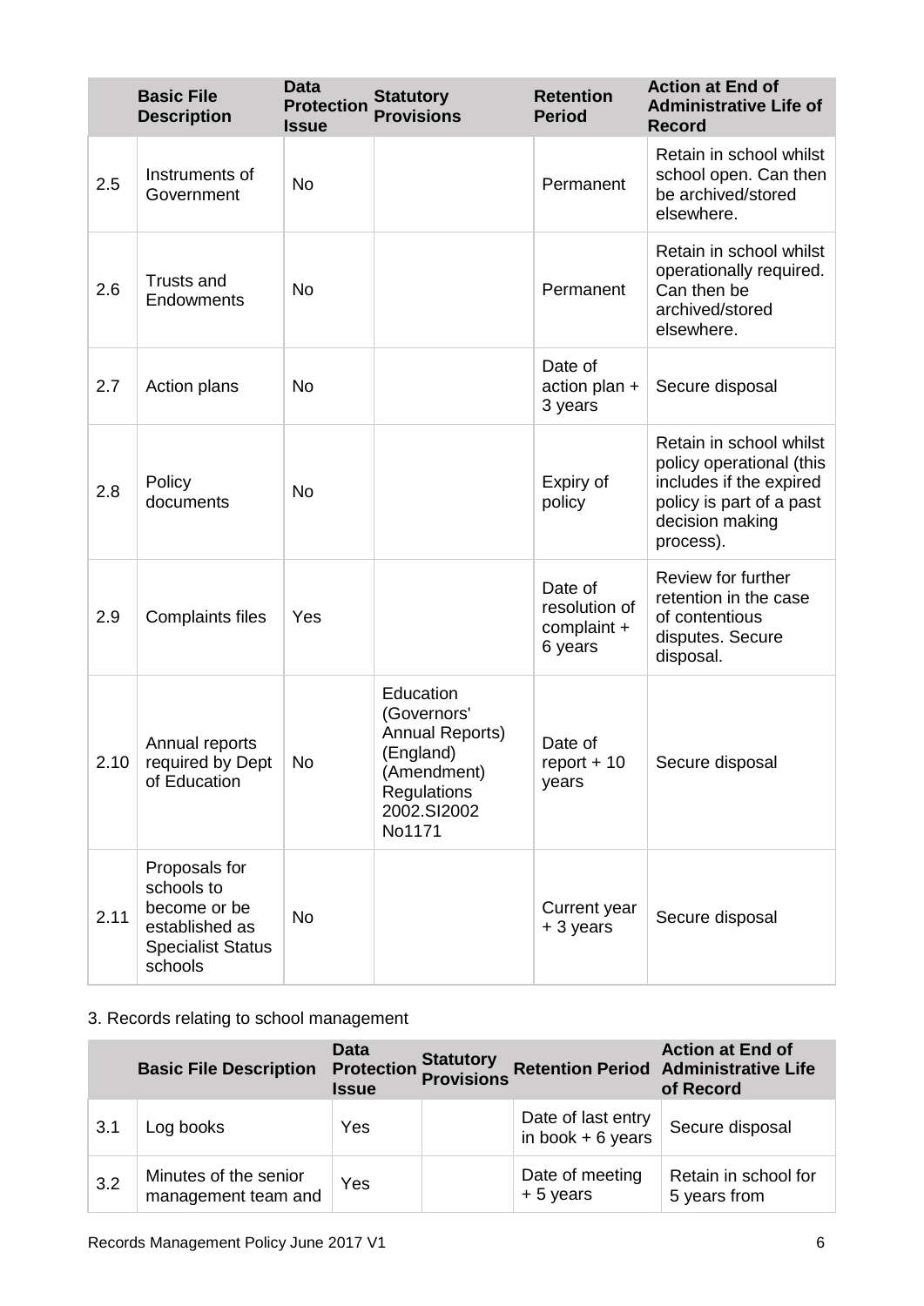| | Basic File Description | Data Protection Issue | Statutory Provisions | Retention Period | Action at End of Administrative Life of Record |
|---|---|---|---|---|---|
| 2.5 | Instruments of Government | No | | Permanent | Retain in school whilst school open. Can then be archived/stored elsewhere. |
| 2.6 | Trusts and Endowments | No | | Permanent | Retain in school whilst operationally required. Can then be archived/stored elsewhere. |
| 2.7 | Action plans | No | | Date of action plan + 3 years | Secure disposal |
| 2.8 | Policy documents | No | | Expiry of policy | Retain in school whilst policy operational (this includes if the expired policy is part of a past decision making process). |
| 2.9 | Complaints files | Yes | | Date of resolution of complaint + 6 years | Review for further retention in the case of contentious disputes. Secure disposal. |
| 2.10 | Annual reports required by Dept of Education | No | Education (Governors' Annual Reports) (England) (Amendment) Regulations 2002.SI2002 No1171 | Date of report + 10 years | Secure disposal |
| 2.11 | Proposals for schools to become or be established as Specialist Status schools | No | | Current year + 3 years | Secure disposal |

3. Records relating to school management

| | Basic File Description | Data Protection Issue | Statutory Provisions | Retention Period | Action at End of Administrative Life of Record |
|---|---|---|---|---|---|
| 3.1 | Log books | Yes | | Date of last entry in book + 6 years | Secure disposal |
| 3.2 | Minutes of the senior management team and | Yes | | Date of meeting + 5 years | Retain in school for 5 years from |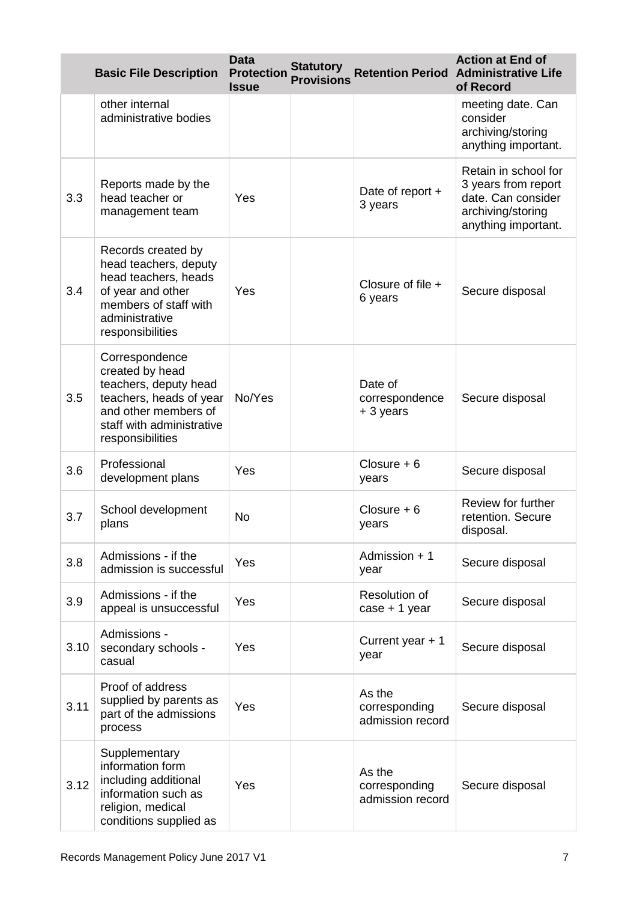|  | Basic File Description | Data Protection Issue | Statutory Provisions | Retention Period | Action at End of Administrative Life of Record |
|---|---|---|---|---|---|
|  | other internal administrative bodies |  |  |  | meeting date. Can consider archiving/storing anything important. |
| 3.3 | Reports made by the head teacher or management team | Yes |  | Date of report + 3 years | Retain in school for 3 years from report date. Can consider archiving/storing anything important. |
| 3.4 | Records created by head teachers, deputy head teachers, heads of year and other members of staff with administrative responsibilities | Yes |  | Closure of file + 6 years | Secure disposal |
| 3.5 | Correspondence created by head teachers, deputy head teachers, heads of year and other members of staff with administrative responsibilities | No/Yes |  | Date of correspondence + 3 years | Secure disposal |
| 3.6 | Professional development plans | Yes |  | Closure + 6 years | Secure disposal |
| 3.7 | School development plans | No |  | Closure + 6 years | Review for further retention. Secure disposal. |
| 3.8 | Admissions - if the admission is successful | Yes |  | Admission + 1 year | Secure disposal |
| 3.9 | Admissions - if the appeal is unsuccessful | Yes |  | Resolution of case + 1 year | Secure disposal |
| 3.10 | Admissions - secondary schools - casual | Yes |  | Current year + 1 year | Secure disposal |
| 3.11 | Proof of address supplied by parents as part of the admissions process | Yes |  | As the corresponding admission record | Secure disposal |
| 3.12 | Supplementary information form including additional information such as religion, medical conditions supplied as | Yes |  | As the corresponding admission record | Secure disposal |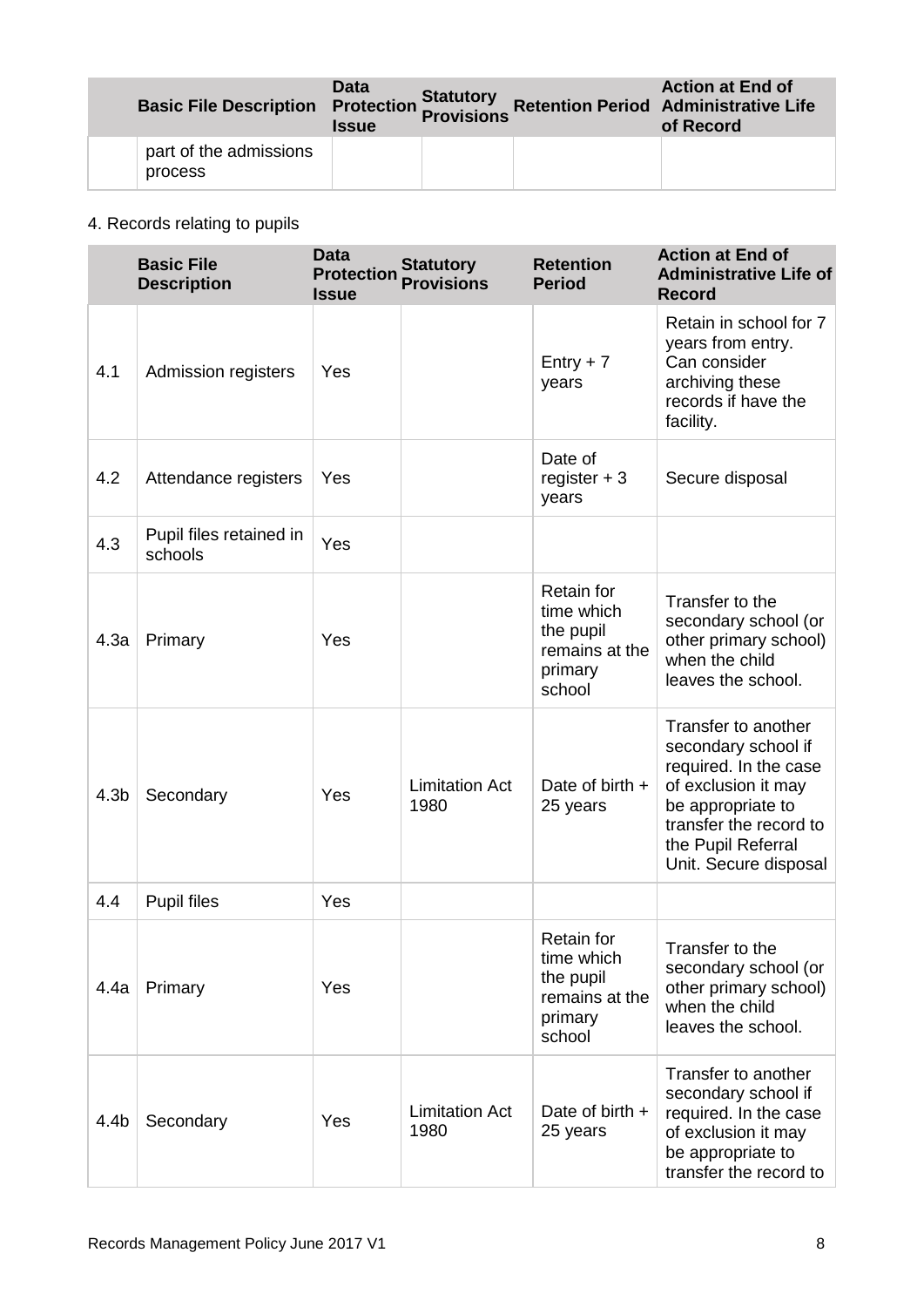| | Basic File Description | Data Protection Issue | Statutory Provisions | Retention Period | Action at End of Administrative Life of Record |
|---|---|---|---|---|---|
| | part of the admissions process | | | | |

4. Records relating to pupils

| | Basic File Description | Data Protection Issue | Statutory Provisions | Retention Period | Action at End of Administrative Life of Record |
|---|---|---|---|---|---|
| 4.1 | Admission registers | Yes | | Entry + 7 years | Retain in school for 7 years from entry. Can consider archiving these records if have the facility. |
| 4.2 | Attendance registers | Yes | | Date of register + 3 years | Secure disposal |
| 4.3 | Pupil files retained in schools | Yes | | | |
| 4.3a | Primary | Yes | | Retain for time which the pupil remains at the primary school | Transfer to the secondary school (or other primary school) when the child leaves the school. |
| 4.3b | Secondary | Yes | Limitation Act 1980 | Date of birth + 25 years | Transfer to another secondary school if required. In the case of exclusion it may be appropriate to transfer the record to the Pupil Referral Unit. Secure disposal |
| 4.4 | Pupil files | Yes | | | |
| 4.4a | Primary | Yes | | Retain for time which the pupil remains at the primary school | Transfer to the secondary school (or other primary school) when the child leaves the school. |
| 4.4b | Secondary | Yes | Limitation Act 1980 | Date of birth + 25 years | Transfer to another secondary school if required. In the case of exclusion it may be appropriate to transfer the record to |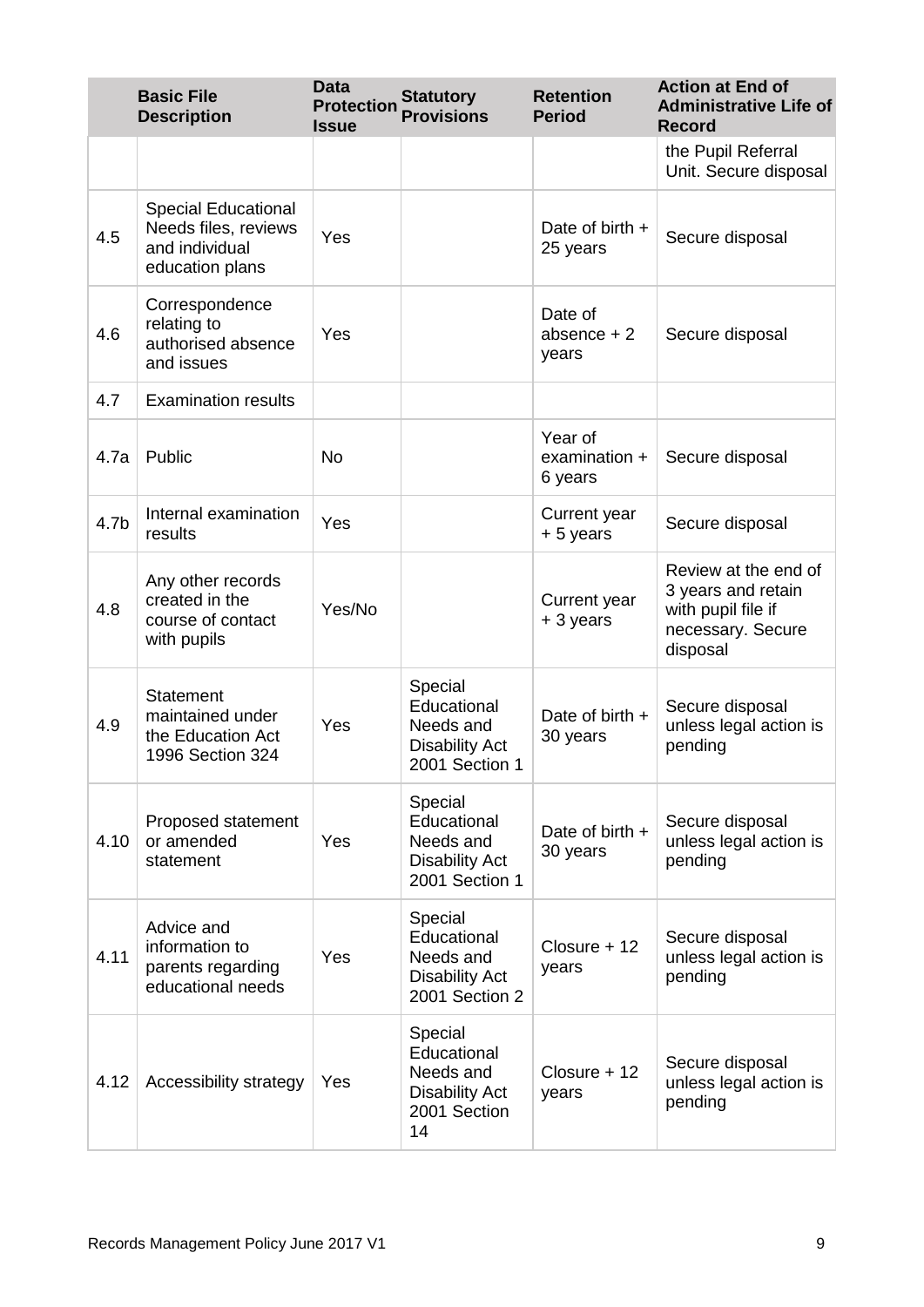| | Basic File Description | Data Protection Issue | Statutory Provisions | Retention Period | Action at End of Administrative Life of Record |
|---|---|---|---|---|---|
| | | | | | the Pupil Referral Unit. Secure disposal |
| 4.5 | Special Educational Needs files, reviews and individual education plans | Yes | | Date of birth + 25 years | Secure disposal |
| 4.6 | Correspondence relating to authorised absence and issues | Yes | | Date of absence + 2 years | Secure disposal |
| 4.7 | Examination results | | | | |
| 4.7a | Public | No | | Year of examination + 6 years | Secure disposal |
| 4.7b | Internal examination results | Yes | | Current year + 5 years | Secure disposal |
| 4.8 | Any other records created in the course of contact with pupils | Yes/No | | Current year + 3 years | Review at the end of 3 years and retain with pupil file if necessary. Secure disposal |
| 4.9 | Statement maintained under the Education Act 1996 Section 324 | Yes | Special Educational Needs and Disability Act 2001 Section 1 | Date of birth + 30 years | Secure disposal unless legal action is pending |
| 4.10 | Proposed statement or amended statement | Yes | Special Educational Needs and Disability Act 2001 Section 1 | Date of birth + 30 years | Secure disposal unless legal action is pending |
| 4.11 | Advice and information to parents regarding educational needs | Yes | Special Educational Needs and Disability Act 2001 Section 2 | Closure + 12 years | Secure disposal unless legal action is pending |
| 4.12 | Accessibility strategy | Yes | Special Educational Needs and Disability Act 2001 Section 14 | Closure + 12 years | Secure disposal unless legal action is pending |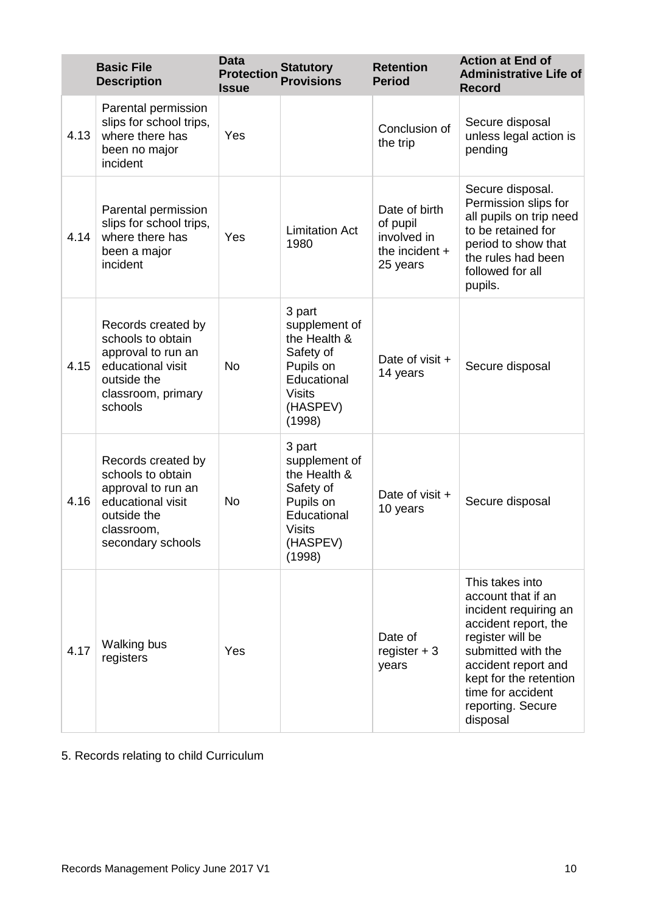| | Basic File Description | Data Protection Issue | Statutory Provisions | Retention Period | Action at End of Administrative Life of Record |
|---|---|---|---|---|---|
| 4.13 | Parental permission slips for school trips, where there has been no major incident | Yes | | Conclusion of the trip | Secure disposal unless legal action is pending |
| 4.14 | Parental permission slips for school trips, where there has been a major incident | Yes | Limitation Act 1980 | Date of birth of pupil involved in the incident + 25 years | Secure disposal. Permission slips for all pupils on trip need to be retained for period to show that the rules had been followed for all pupils. |
| 4.15 | Records created by schools to obtain approval to run an educational visit outside the classroom, primary schools | No | 3 part supplement of the Health & Safety of Pupils on Educational Visits (HASPEV) (1998) | Date of visit + 14 years | Secure disposal |
| 4.16 | Records created by schools to obtain approval to run an educational visit outside the classroom, secondary schools | No | 3 part supplement of the Health & Safety of Pupils on Educational Visits (HASPEV) (1998) | Date of visit + 10 years | Secure disposal |
| 4.17 | Walking bus registers | Yes | | Date of register + 3 years | This takes into account that if an incident requiring an accident report, the register will be submitted with the accident report and kept for the retention time for accident reporting. Secure disposal |

5. Records relating to child Curriculum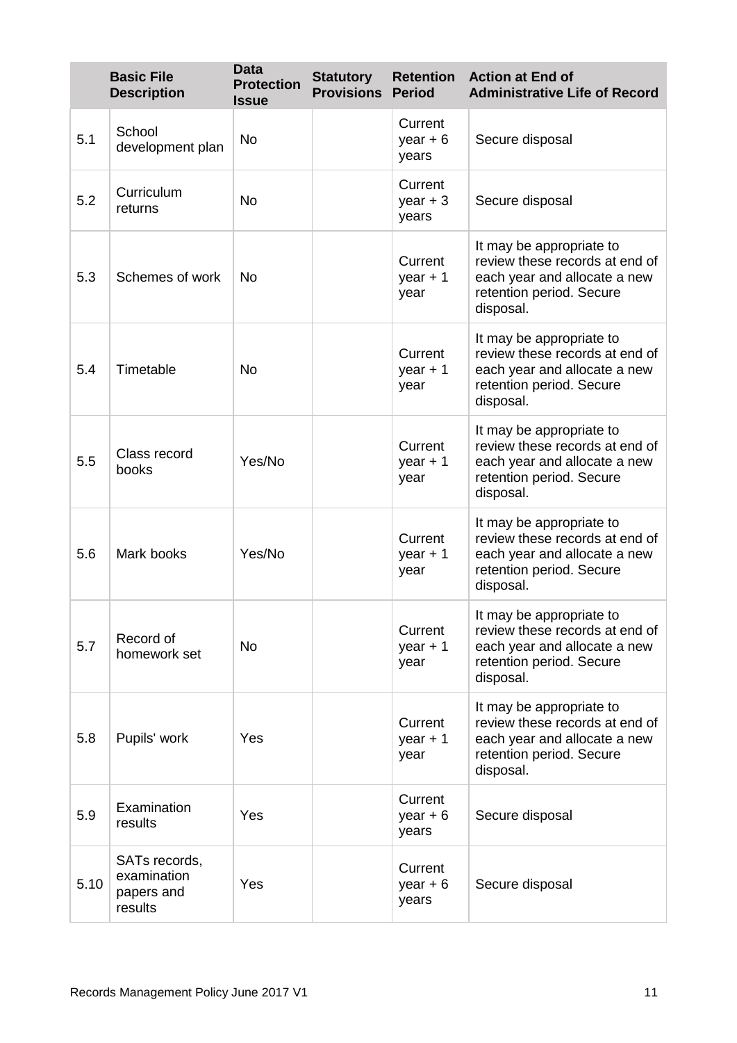| | Basic File Description | Data Protection Issue | Statutory Provisions | Retention Period | Action at End of Administrative Life of Record |
|---|---|---|---|---|---|
| 5.1 | School development plan | No | | Current year + 6 years | Secure disposal |
| 5.2 | Curriculum returns | No | | Current year + 3 years | Secure disposal |
| 5.3 | Schemes of work | No | | Current year + 1 year | It may be appropriate to review these records at end of each year and allocate a new retention period. Secure disposal. |
| 5.4 | Timetable | No | | Current year + 1 year | It may be appropriate to review these records at end of each year and allocate a new retention period. Secure disposal. |
| 5.5 | Class record books | Yes/No | | Current year + 1 year | It may be appropriate to review these records at end of each year and allocate a new retention period. Secure disposal. |
| 5.6 | Mark books | Yes/No | | Current year + 1 year | It may be appropriate to review these records at end of each year and allocate a new retention period. Secure disposal. |
| 5.7 | Record of homework set | No | | Current year + 1 year | It may be appropriate to review these records at end of each year and allocate a new retention period. Secure disposal. |
| 5.8 | Pupils' work | Yes | | Current year + 1 year | It may be appropriate to review these records at end of each year and allocate a new retention period. Secure disposal. |
| 5.9 | Examination results | Yes | | Current year + 6 years | Secure disposal |
| 5.10 | SATs records, examination papers and results | Yes | | Current year + 6 years | Secure disposal |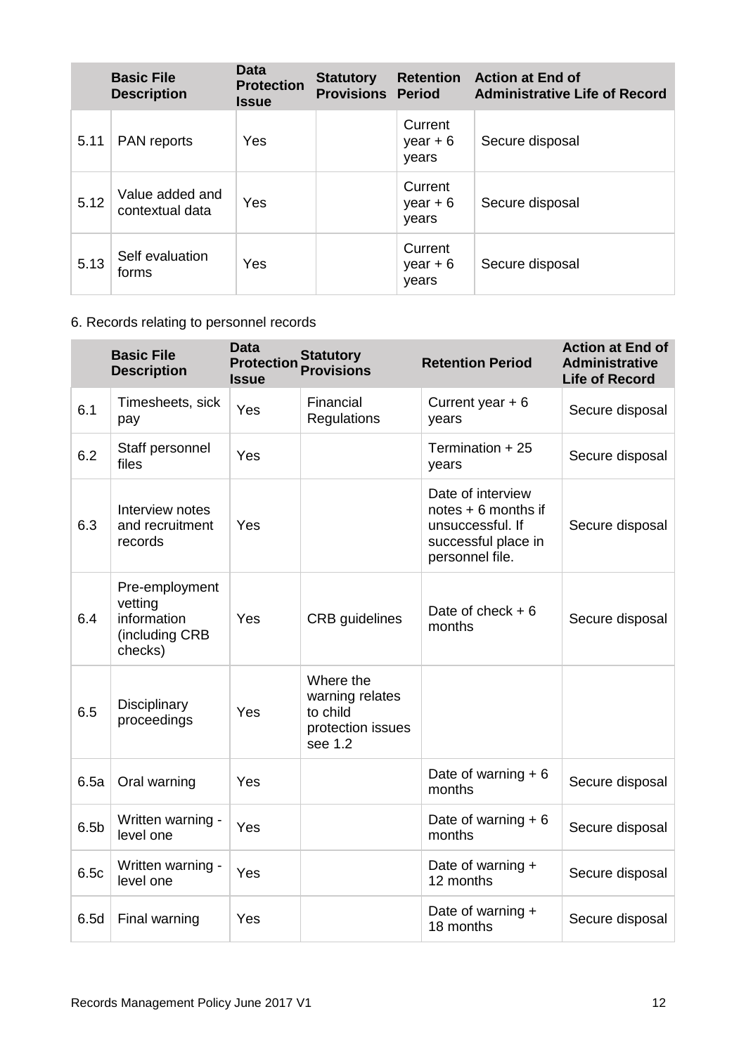| | Basic File Description | Data Protection Issue | Statutory Provisions | Retention Period | Action at End of Administrative Life of Record |
|---|---|---|---|---|---|
| 5.11 | PAN reports | Yes | | Current year + 6 years | Secure disposal |
| 5.12 | Value added and contextual data | Yes | | Current year + 6 years | Secure disposal |
| 5.13 | Self evaluation forms | Yes | | Current year + 6 years | Secure disposal |

6. Records relating to personnel records

| | Basic File Description | Data Protection Issue | Statutory Provisions | Retention Period | Action at End of Administrative Life of Record |
|---|---|---|---|---|---|
| 6.1 | Timesheets, sick pay | Yes | Financial Regulations | Current year + 6 years | Secure disposal |
| 6.2 | Staff personnel files | Yes | | Termination + 25 years | Secure disposal |
| 6.3 | Interview notes and recruitment records | Yes | | Date of interview notes + 6 months if unsuccessful. If successful place in personnel file. | Secure disposal |
| 6.4 | Pre-employment vetting information (including CRB checks) | Yes | CRB guidelines | Date of check + 6 months | Secure disposal |
| 6.5 | Disciplinary proceedings | Yes | Where the warning relates to child protection issues see 1.2 | | |
| 6.5a | Oral warning | Yes | | Date of warning + 6 months | Secure disposal |
| 6.5b | Written warning - level one | Yes | | Date of warning + 6 months | Secure disposal |
| 6.5c | Written warning - level one | Yes | | Date of warning + 12 months | Secure disposal |
| 6.5d | Final warning | Yes | | Date of warning + 18 months | Secure disposal |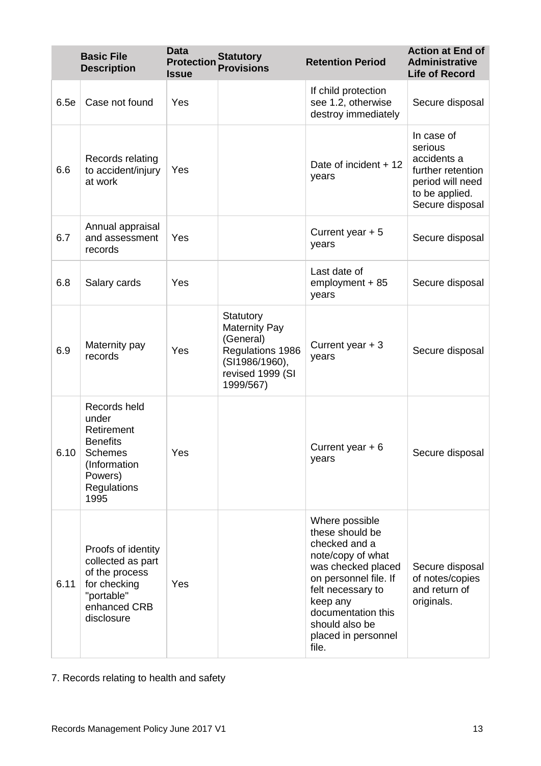| | Basic File Description | Data Protection Issue | Statutory Provisions | Retention Period | Action at End of Administrative Life of Record |
|---|---|---|---|---|---|
| 6.5e | Case not found | Yes | | If child protection see 1.2, otherwise destroy immediately | Secure disposal |
| 6.6 | Records relating to accident/injury at work | Yes | | Date of incident + 12 years | In case of serious accidents a further retention period will need to be applied. Secure disposal |
| 6.7 | Annual appraisal and assessment records | Yes | | Current year + 5 years | Secure disposal |
| 6.8 | Salary cards | Yes | | Last date of employment + 85 years | Secure disposal |
| 6.9 | Maternity pay records | Yes | Statutory Maternity Pay (General) Regulations 1986 (SI1986/1960), revised 1999 (SI 1999/567) | Current year + 3 years | Secure disposal |
| 6.10 | Records held under Retirement Benefits Schemes (Information Powers) Regulations 1995 | Yes | | Current year + 6 years | Secure disposal |
| 6.11 | Proofs of identity collected as part of the process for checking "portable" enhanced CRB disclosure | Yes | | Where possible these should be checked and a note/copy of what was checked placed on personnel file. If felt necessary to keep any documentation this should also be placed in personnel file. | Secure disposal of notes/copies and return of originals. |

7. Records relating to health and safety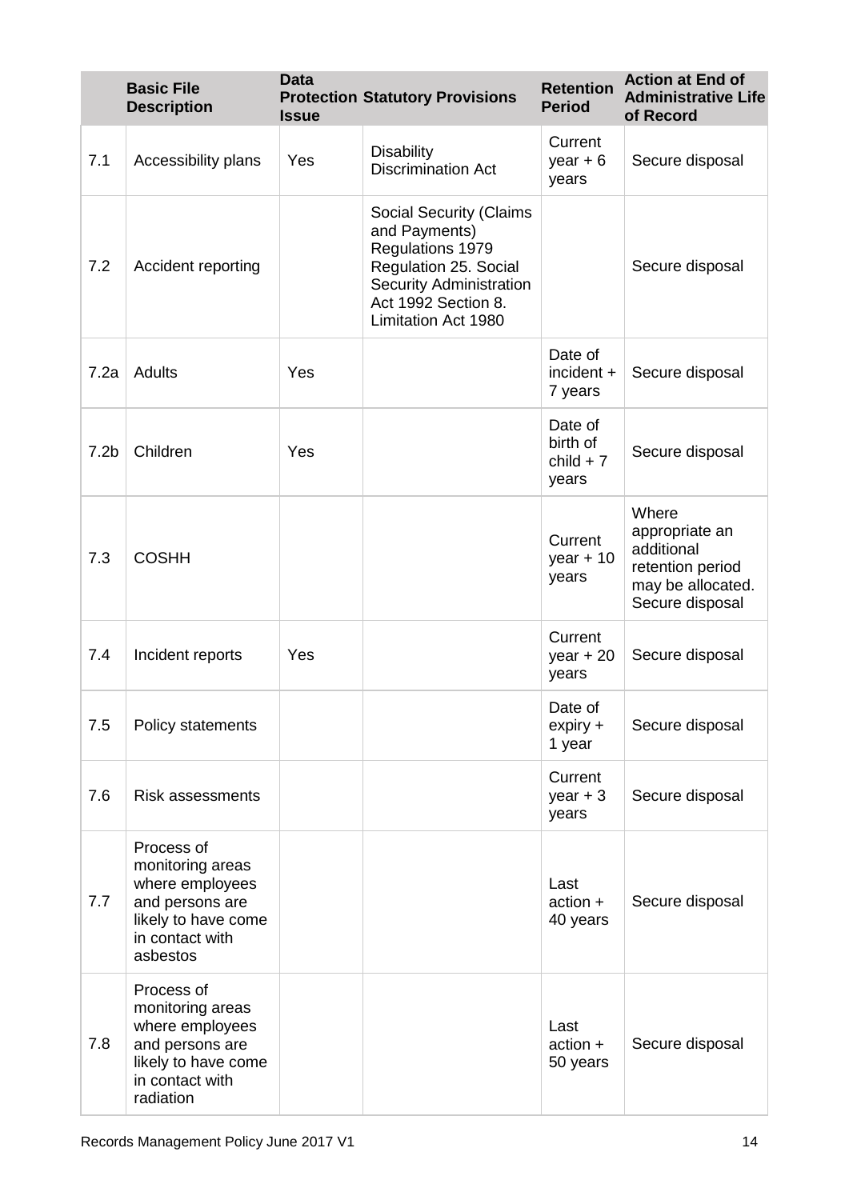| | Basic File Description | Data Protection Issue | Statutory Provisions | Retention Period | Action at End of Administrative Life of Record |
|---|---|---|---|---|---|
| 7.1 | Accessibility plans | Yes | Disability Discrimination Act | Current year + 6 years | Secure disposal |
| 7.2 | Accident reporting | | Social Security (Claims and Payments) Regulations 1979 Regulation 25. Social Security Administration Act 1992 Section 8. Limitation Act 1980 | | Secure disposal |
| 7.2a | Adults | Yes | | Date of incident + 7 years | Secure disposal |
| 7.2b | Children | Yes | | Date of birth of child + 7 years | Secure disposal |
| 7.3 | COSHH | | | Current year + 10 years | Where appropriate an additional retention period may be allocated. Secure disposal |
| 7.4 | Incident reports | Yes | | Current year + 20 years | Secure disposal |
| 7.5 | Policy statements | | | Date of expiry + 1 year | Secure disposal |
| 7.6 | Risk assessments | | | Current year + 3 years | Secure disposal |
| 7.7 | Process of monitoring areas where employees and persons are likely to have come in contact with asbestos | | | Last action + 40 years | Secure disposal |
| 7.8 | Process of monitoring areas where employees and persons are likely to have come in contact with radiation | | | Last action + 50 years | Secure disposal |

Records Management Policy June 2017 V1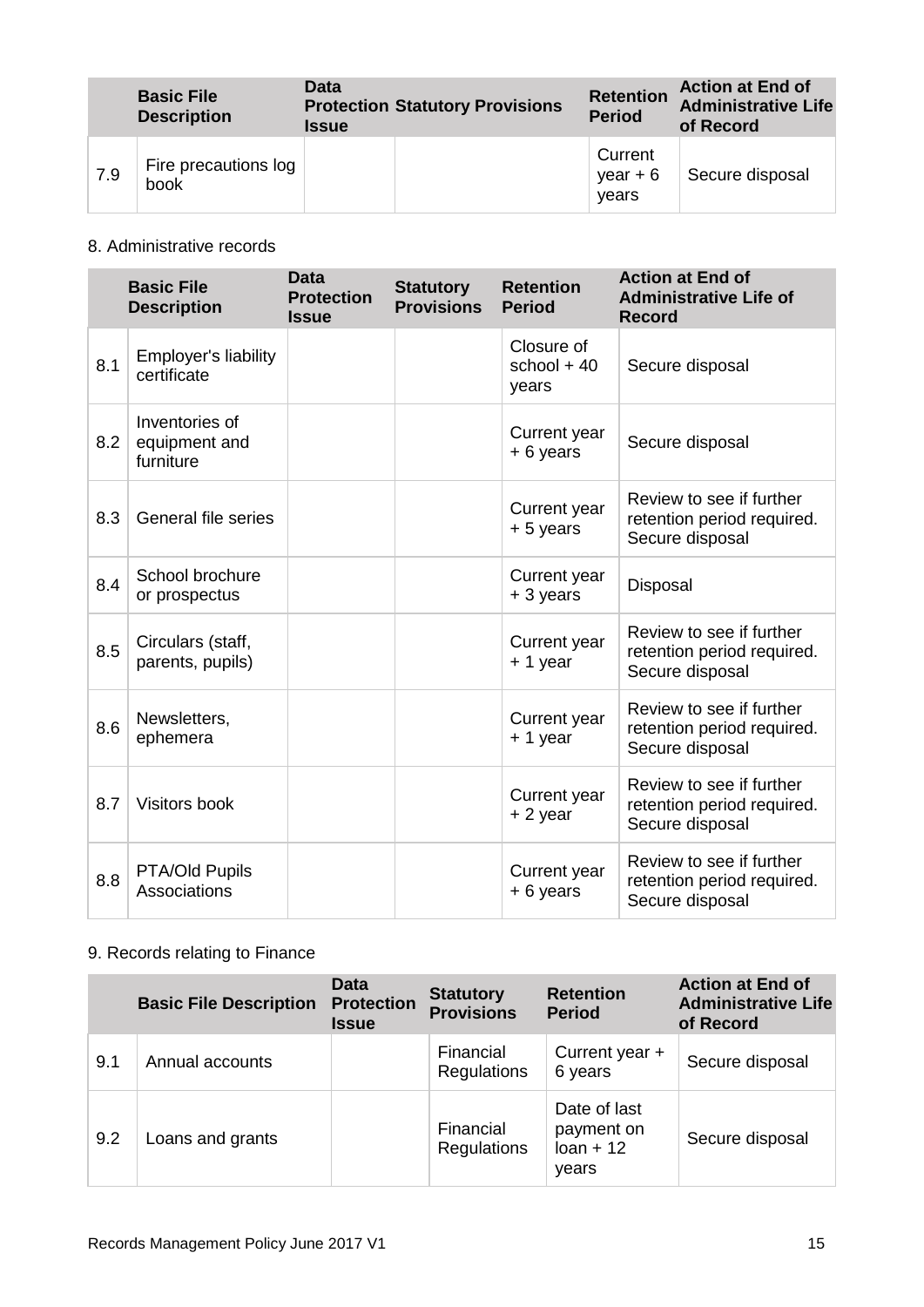| | Basic File Description | Data Protection Issue | Statutory Provisions | Retention Period | Action at End of Administrative Life of Record |
|---|---|---|---|---|---|
| 7.9 | Fire precautions log book | | | Current year + 6 years | Secure disposal |

8. Administrative records

| | Basic File Description | Data Protection Issue | Statutory Provisions | Retention Period | Action at End of Administrative Life of Record |
|---|---|---|---|---|---|
| 8.1 | Employer's liability certificate | | | Closure of school + 40 years | Secure disposal |
| 8.2 | Inventories of equipment and furniture | | | Current year + 6 years | Secure disposal |
| 8.3 | General file series | | | Current year + 5 years | Review to see if further retention period required. Secure disposal |
| 8.4 | School brochure or prospectus | | | Current year + 3 years | Disposal |
| 8.5 | Circulars (staff, parents, pupils) | | | Current year + 1 year | Review to see if further retention period required. Secure disposal |
| 8.6 | Newsletters, ephemera | | | Current year + 1 year | Review to see if further retention period required. Secure disposal |
| 8.7 | Visitors book | | | Current year + 2 year | Review to see if further retention period required. Secure disposal |
| 8.8 | PTA/Old Pupils Associations | | | Current year + 6 years | Review to see if further retention period required. Secure disposal |

9. Records relating to Finance

| | Basic File Description | Data Protection Issue | Statutory Provisions | Retention Period | Action at End of Administrative Life of Record |
|---|---|---|---|---|---|
| 9.1 | Annual accounts | | Financial Regulations | Current year + 6 years | Secure disposal |
| 9.2 | Loans and grants | | Financial Regulations | Date of last payment on loan + 12 years | Secure disposal |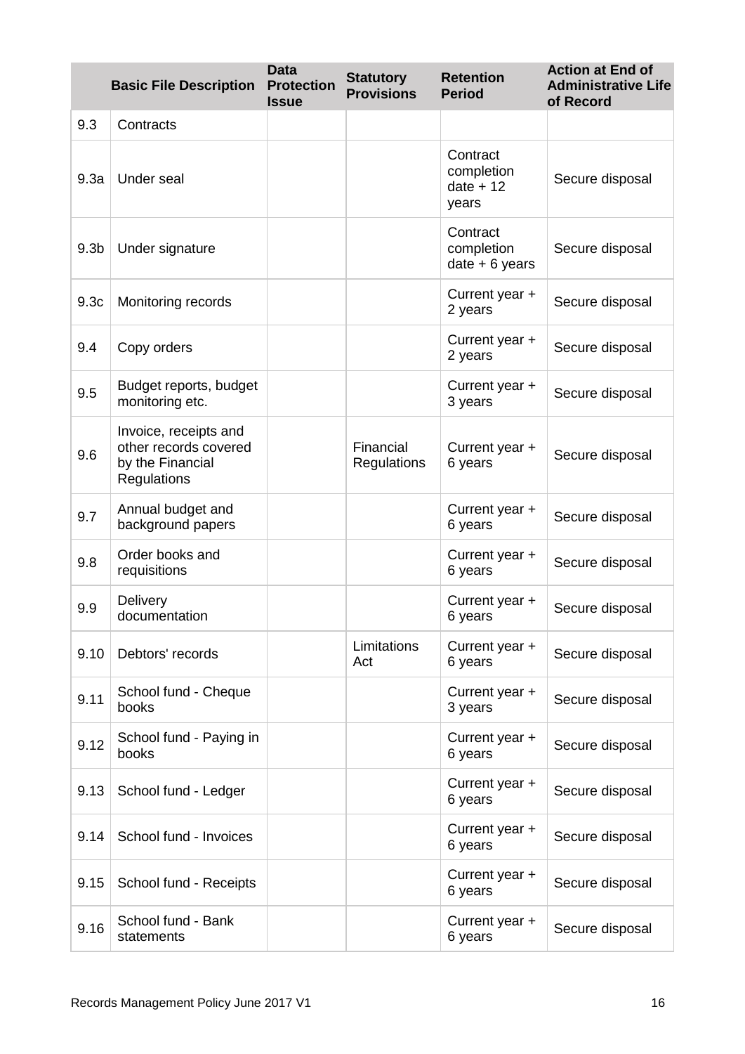| | Basic File Description | Data Protection Issue | Statutory Provisions | Retention Period | Action at End of Administrative Life of Record |
|---|---|---|---|---|---|
| 9.3 | Contracts | | | | |
| 9.3a | Under seal | | | Contract completion date + 12 years | Secure disposal |
| 9.3b | Under signature | | | Contract completion date + 6 years | Secure disposal |
| 9.3c | Monitoring records | | | Current year + 2 years | Secure disposal |
| 9.4 | Copy orders | | | Current year + 2 years | Secure disposal |
| 9.5 | Budget reports, budget monitoring etc. | | | Current year + 3 years | Secure disposal |
| 9.6 | Invoice, receipts and other records covered by the Financial Regulations | | Financial Regulations | Current year + 6 years | Secure disposal |
| 9.7 | Annual budget and background papers | | | Current year + 6 years | Secure disposal |
| 9.8 | Order books and requisitions | | | Current year + 6 years | Secure disposal |
| 9.9 | Delivery documentation | | | Current year + 6 years | Secure disposal |
| 9.10 | Debtors' records | | Limitations Act | Current year + 6 years | Secure disposal |
| 9.11 | School fund - Cheque books | | | Current year + 3 years | Secure disposal |
| 9.12 | School fund - Paying in books | | | Current year + 6 years | Secure disposal |
| 9.13 | School fund - Ledger | | | Current year + 6 years | Secure disposal |
| 9.14 | School fund - Invoices | | | Current year + 6 years | Secure disposal |
| 9.15 | School fund - Receipts | | | Current year + 6 years | Secure disposal |
| 9.16 | School fund - Bank statements | | | Current year + 6 years | Secure disposal |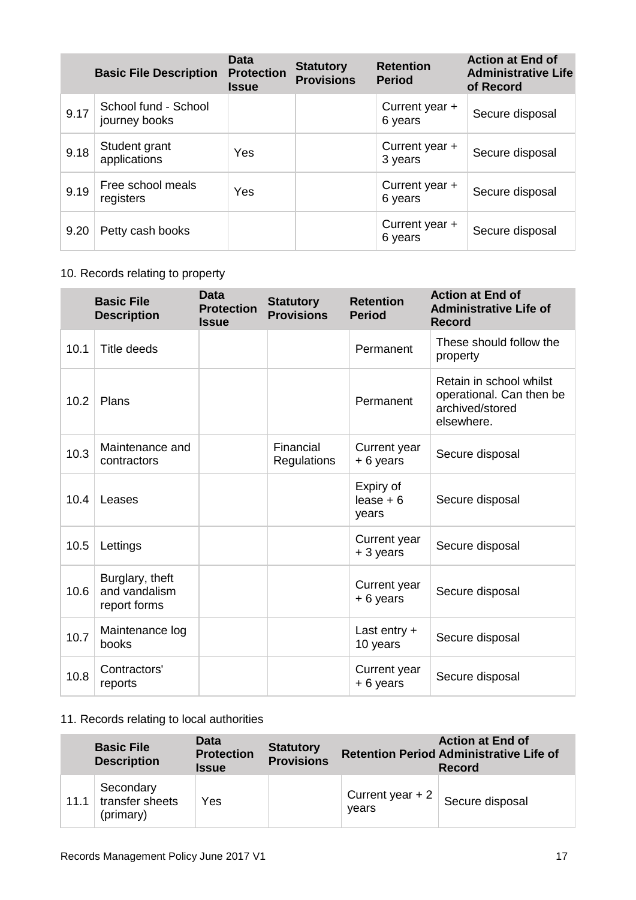| | Basic File Description | Data Protection Issue | Statutory Provisions | Retention Period | Action at End of Administrative Life of Record |
|---|---|---|---|---|---|
| 9.17 | School fund - School journey books | | | Current year + 6 years | Secure disposal |
| 9.18 | Student grant applications | Yes | | Current year + 3 years | Secure disposal |
| 9.19 | Free school meals registers | Yes | | Current year + 6 years | Secure disposal |
| 9.20 | Petty cash books | | | Current year + 6 years | Secure disposal |

10. Records relating to property

| | Basic File Description | Data Protection Issue | Statutory Provisions | Retention Period | Action at End of Administrative Life of Record |
|---|---|---|---|---|---|
| 10.1 | Title deeds | | | Permanent | These should follow the property |
| 10.2 | Plans | | | Permanent | Retain in school whilst operational. Can then be archived/stored elsewhere. |
| 10.3 | Maintenance and contractors | | Financial Regulations | Current year + 6 years | Secure disposal |
| 10.4 | Leases | | | Expiry of lease + 6 years | Secure disposal |
| 10.5 | Lettings | | | Current year + 3 years | Secure disposal |
| 10.6 | Burglary, theft and vandalism report forms | | | Current year + 6 years | Secure disposal |
| 10.7 | Maintenance log books | | | Last entry + 10 years | Secure disposal |
| 10.8 | Contractors' reports | | | Current year + 6 years | Secure disposal |

11. Records relating to local authorities

| | Basic File Description | Data Protection Issue | Statutory Provisions | Retention Period | Action at End of Administrative Life of Record |
|---|---|---|---|---|---|
| 11.1 | Secondary transfer sheets (primary) | Yes | | Current year + 2 years | Secure disposal |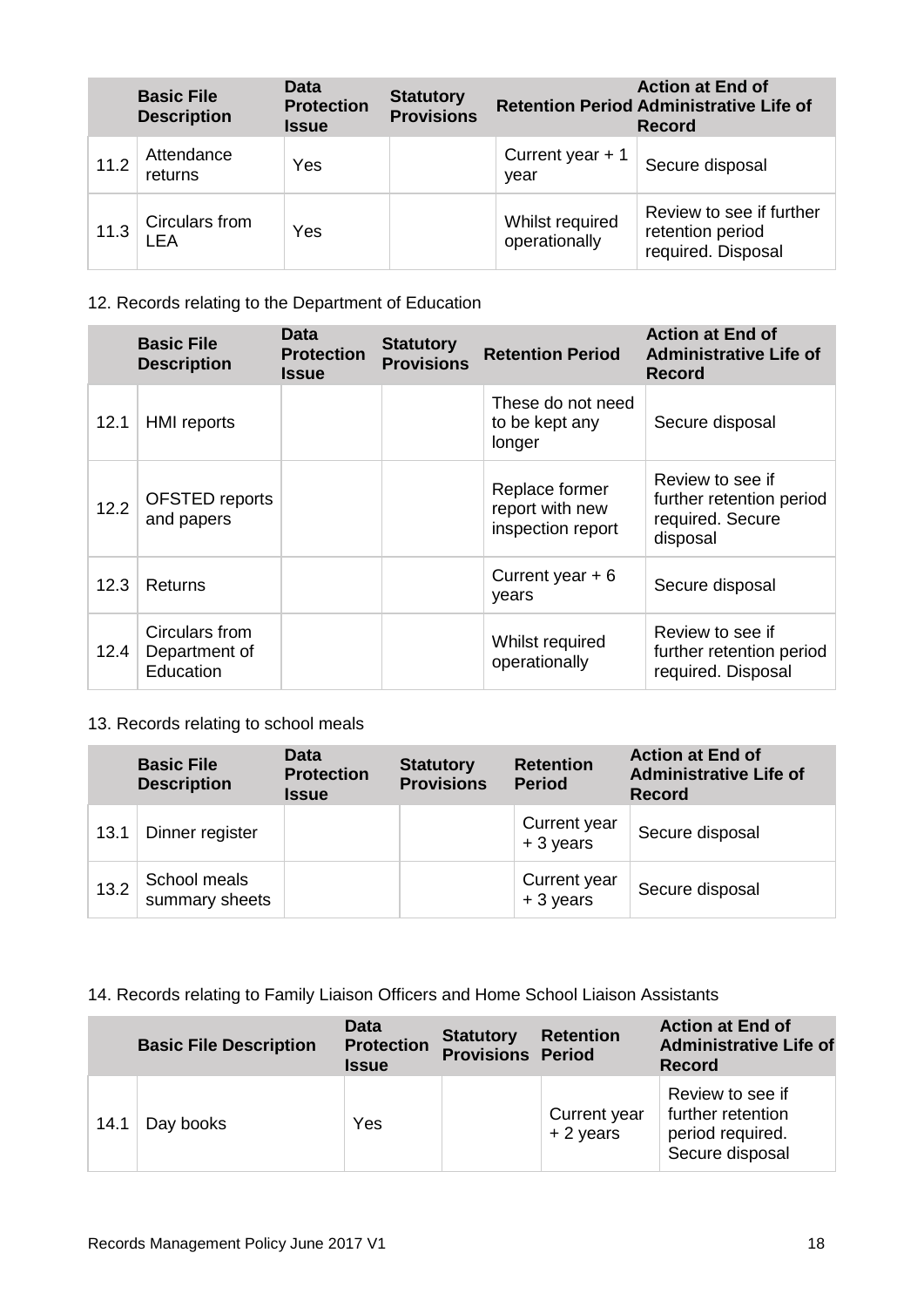| | Basic File Description | Data Protection Issue | Statutory Provisions | Retention Period | Action at End of Administrative Life of Record |
|---|---|---|---|---|---|
| 11.2 | Attendance returns | Yes | | Current year + 1 year | Secure disposal |
| 11.3 | Circulars from LEA | Yes | | Whilst required operationally | Review to see if further retention period required. Disposal |

12. Records relating to the Department of Education

| | Basic File Description | Data Protection Issue | Statutory Provisions | Retention Period | Action at End of Administrative Life of Record |
|---|---|---|---|---|---|
| 12.1 | HMI reports | | | These do not need to be kept any longer | Secure disposal |
| 12.2 | OFSTED reports and papers | | | Replace former report with new inspection report | Review to see if further retention period required. Secure disposal |
| 12.3 | Returns | | | Current year + 6 years | Secure disposal |
| 12.4 | Circulars from Department of Education | | | Whilst required operationally | Review to see if further retention period required. Disposal |

13. Records relating to school meals

| | Basic File Description | Data Protection Issue | Statutory Provisions | Retention Period | Action at End of Administrative Life of Record |
|---|---|---|---|---|---|
| 13.1 | Dinner register | | | Current year + 3 years | Secure disposal |
| 13.2 | School meals summary sheets | | | Current year + 3 years | Secure disposal |

14. Records relating to Family Liaison Officers and Home School Liaison Assistants

| | Basic File Description | Data Protection Issue | Statutory Provisions | Retention Period | Action at End of Administrative Life of Record |
|---|---|---|---|---|---|
| 14.1 | Day books | Yes | | Current year + 2 years | Review to see if further retention period required. Secure disposal |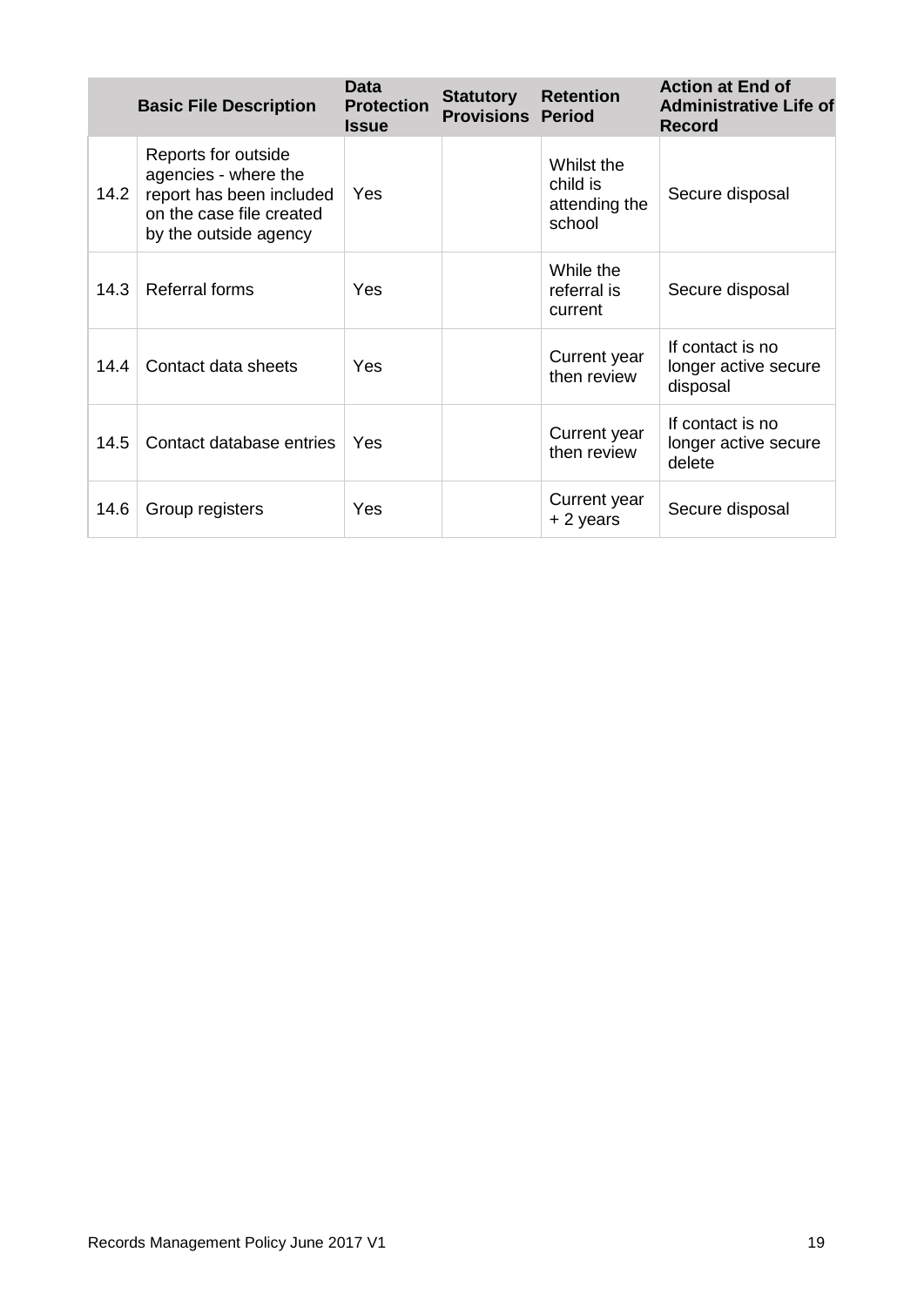| | Basic File Description | Data Protection Issue | Statutory Provisions | Retention Period | Action at End of Administrative Life of Record |
|---|---|---|---|---|---|
| 14.2 | Reports for outside agencies - where the report has been included on the case file created by the outside agency | Yes | | Whilst the child is attending the school | Secure disposal |
| 14.3 | Referral forms | Yes | | While the referral is current | Secure disposal |
| 14.4 | Contact data sheets | Yes | | Current year then review | If contact is no longer active secure disposal |
| 14.5 | Contact database entries | Yes | | Current year then review | If contact is no longer active secure delete |
| 14.6 | Group registers | Yes | | Current year + 2 years | Secure disposal |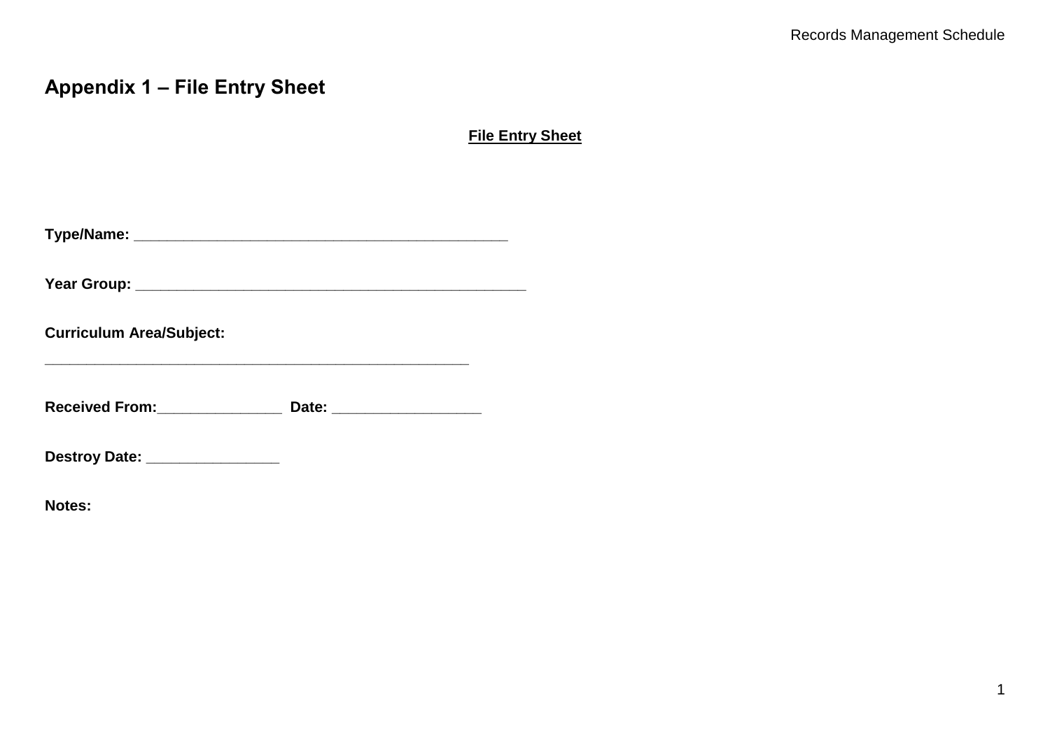## Appendix 1 – File Entry Sheet

**File Entry Sheet**

**Type/Name:** ___________________________________________

**Year Group:** _____________________________________________

**Curriculum Area/Subject:**

_________________________________________________

**Received From:**_______________ **Date:** _________________

**Destroy Date:** _______________

**Notes:**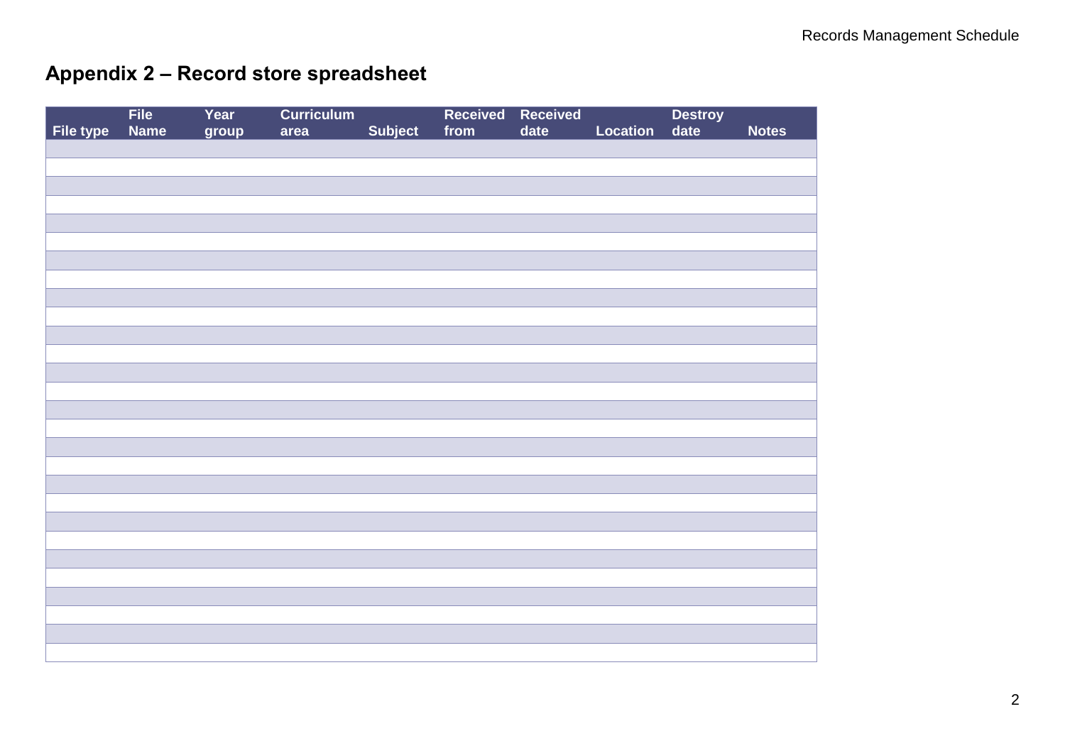## Appendix 2 – Record store spreadsheet

| File type | File Name | Year group | Curriculum area | Subject | Received from | Received date | Location | Destroy date | Notes |
|---|---|---|---|---|---|---|---|---|---|
| | | | | | | | | | |
| | | | | | | | | | |
| | | | | | | | | | |
| | | | | | | | | | |
| | | | | | | | | | |
| | | | | | | | | | |
| | | | | | | | | | |
| | | | | | | | | | |
| | | | | | | | | | |
| | | | | | | | | | |
| | | | | | | | | | |
| | | | | | | | | | |
| | | | | | | | | | |
| | | | | | | | | | |
| | | | | | | | | | |
| | | | | | | | | | |
| | | | | | | | | | |
| | | | | | | | | | |
| | | | | | | | | | |
| | | | | | | | | | |
| | | | | | | | | | |
| | | | | | | | | | |
| | | | | | | | | | |
| | | | | | | | | | |
| | | | | | | | | | |
| | | | | | | | | | |
| | | | | | | | | | |
| | | | | | | | | | |
| | | | | | | | | | |
| | | | | | | | | | |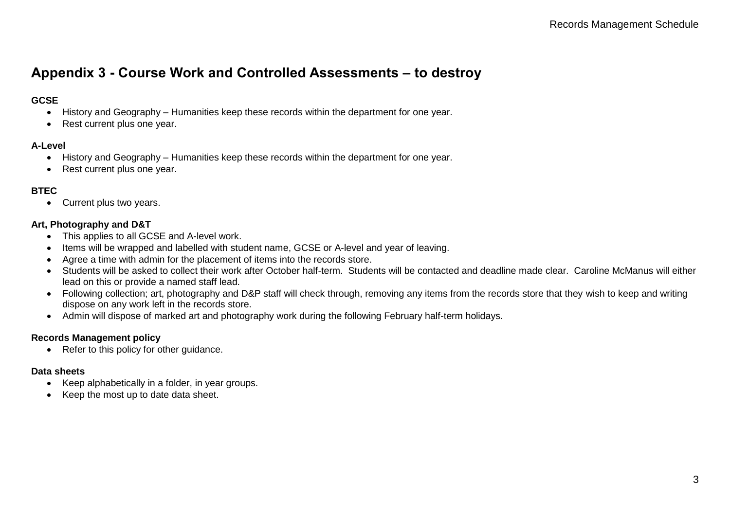# Appendix 3 - Course Work and Controlled Assessments – to destroy

**GCSE**

- History and Geography – Humanities keep these records within the department for one year.
- Rest current plus one year.

**A-Level**

- History and Geography – Humanities keep these records within the department for one year.
- Rest current plus one year.

**BTEC**

- Current plus two years.

**Art, Photography and D&T**

- This applies to all GCSE and A-level work.
- Items will be wrapped and labelled with student name, GCSE or A-level and year of leaving.
- Agree a time with admin for the placement of items into the records store.
- Students will be asked to collect their work after October half-term. Students will be contacted and deadline made clear. Caroline McManus will either lead on this or provide a named staff lead.
- Following collection; art, photography and D&P staff will check through, removing any items from the records store that they wish to keep and writing dispose on any work left in the records store.
- Admin will dispose of marked art and photography work during the following February half-term holidays.

**Records Management policy**

- Refer to this policy for other guidance.

**Data sheets**

- Keep alphabetically in a folder, in year groups.
- Keep the most up to date data sheet.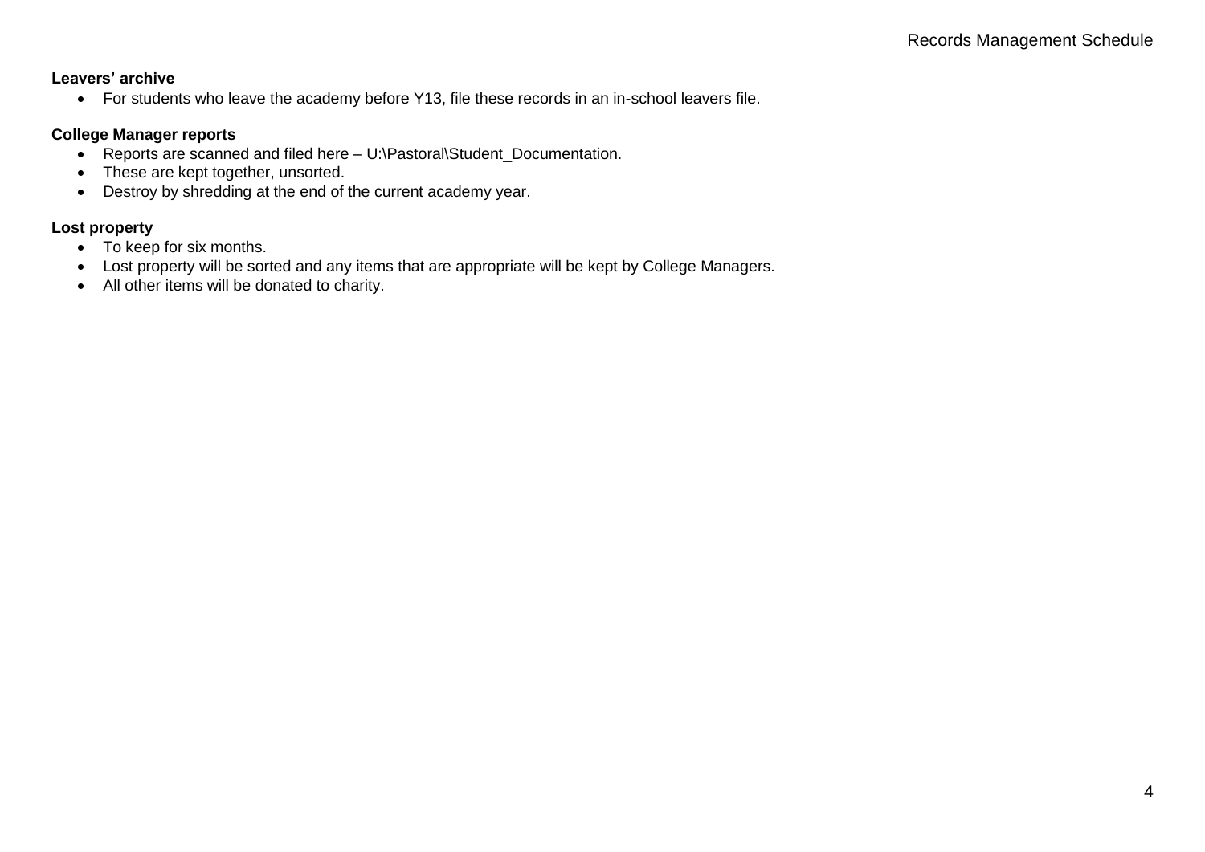**Leavers' archive**

- For students who leave the academy before Y13, file these records in an in-school leavers file.

**College Manager reports**

- Reports are scanned and filed here – U:\Pastoral\Student_Documentation.
- These are kept together, unsorted.
- Destroy by shredding at the end of the current academy year.

**Lost property**

- To keep for six months.
- Lost property will be sorted and any items that are appropriate will be kept by College Managers.
- All other items will be donated to charity.